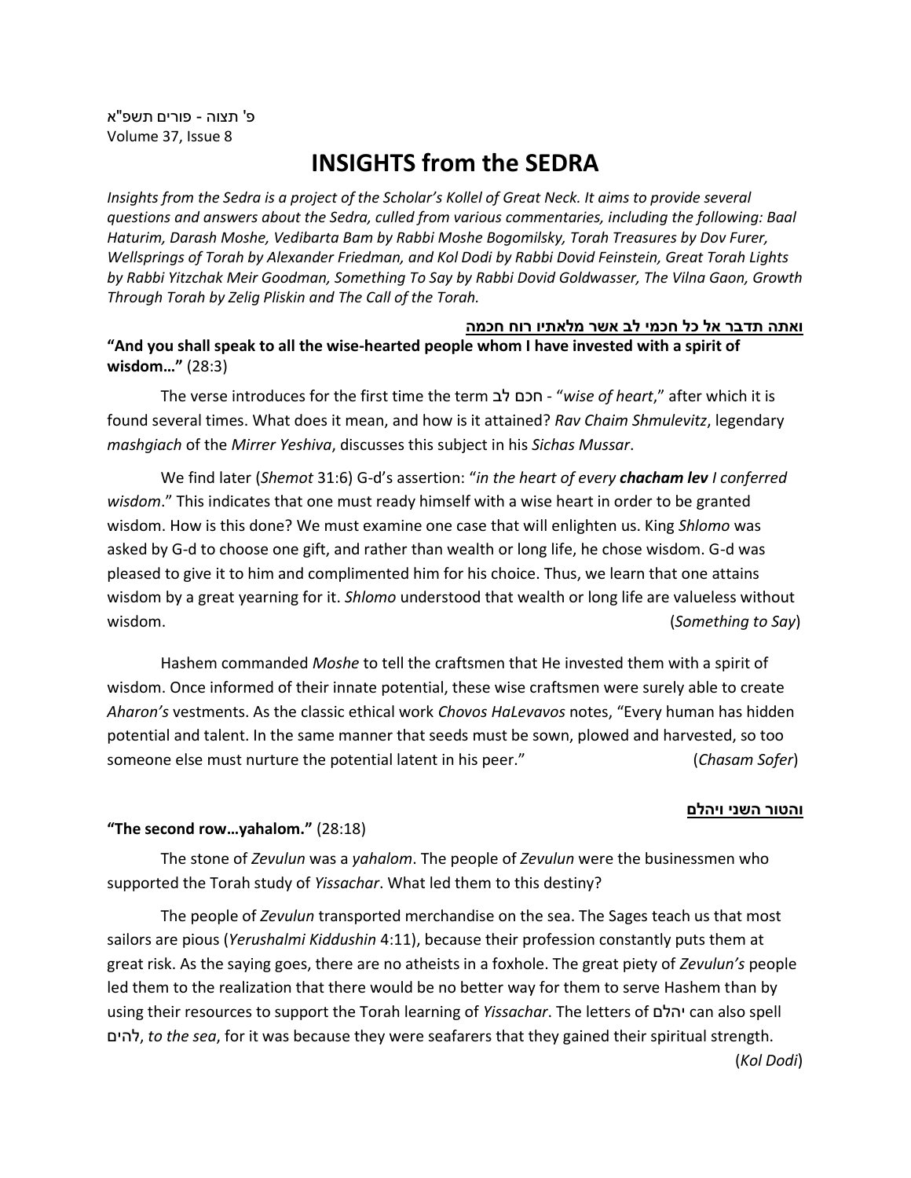פ' תצוה - פורים תשפ"א
Volume 37, Issue 8

# INSIGHTS from the SEDRA

*Insights from the Sedra is a project of the Scholar's Kollel of Great Neck. It aims to provide several questions and answers about the Sedra, culled from various commentaries, including the following: Baal Haturim, Darash Moshe, Vedibarta Bam by Rabbi Moshe Bogomilsky, Torah Treasures by Dov Furer, Wellsprings of Torah by Alexander Friedman, and Kol Dodi by Rabbi Dovid Feinstein, Great Torah Lights by Rabbi Yitzchak Meir Goodman, Something To Say by Rabbi Dovid Goldwasser, The Vilna Gaon, Growth Through Torah by Zelig Pliskin and The Call of the Torah.*

**ואתה תדבר אל כל חכמי לב אשר מלאתיו רוח חכמה**

**"And you shall speak to all the wise-hearted people whom I have invested with a spirit of wisdom…"** (28:3)

The verse introduces for the first time the term חכם לב - "*wise of heart*," after which it is found several times. What does it mean, and how is it attained? *Rav Chaim Shmulevitz*, legendary *mashgiach* of the *Mirrer Yeshiva*, discusses this subject in his *Sichas Mussar*.

We find later (*Shemot* 31:6) G-d's assertion: "*in the heart of every **chacham lev** I conferred wisdom*." This indicates that one must ready himself with a wise heart in order to be granted wisdom. How is this done? We must examine one case that will enlighten us. King *Shlomo* was asked by G-d to choose one gift, and rather than wealth or long life, he chose wisdom. G-d was pleased to give it to him and complimented him for his choice. Thus, we learn that one attains wisdom by a great yearning for it. *Shlomo* understood that wealth or long life are valueless without wisdom. (*Something to Say*)

Hashem commanded *Moshe* to tell the craftsmen that He invested them with a spirit of wisdom. Once informed of their innate potential, these wise craftsmen were surely able to create *Aharon's* vestments. As the classic ethical work *Chovos HaLevavos* notes, "Every human has hidden potential and talent. In the same manner that seeds must be sown, plowed and harvested, so too someone else must nurture the potential latent in his peer." (*Chasam Sofer*)

**והטור השני ויהלם**

**"The second row…yahalom."** (28:18)

The stone of *Zevulun* was a *yahalom*. The people of *Zevulun* were the businessmen who supported the Torah study of *Yissachar*. What led them to this destiny?

The people of *Zevulun* transported merchandise on the sea. The Sages teach us that most sailors are pious (*Yerushalmi Kiddushin* 4:11), because their profession constantly puts them at great risk. As the saying goes, there are no atheists in a foxhole. The great piety of *Zevulun's* people led them to the realization that there would be no better way for them to serve Hashem than by using their resources to support the Torah learning of *Yissachar*. The letters of יהלם can also spell להים, *to the sea*, for it was because they were seafarers that they gained their spiritual strength. (*Kol Dodi*)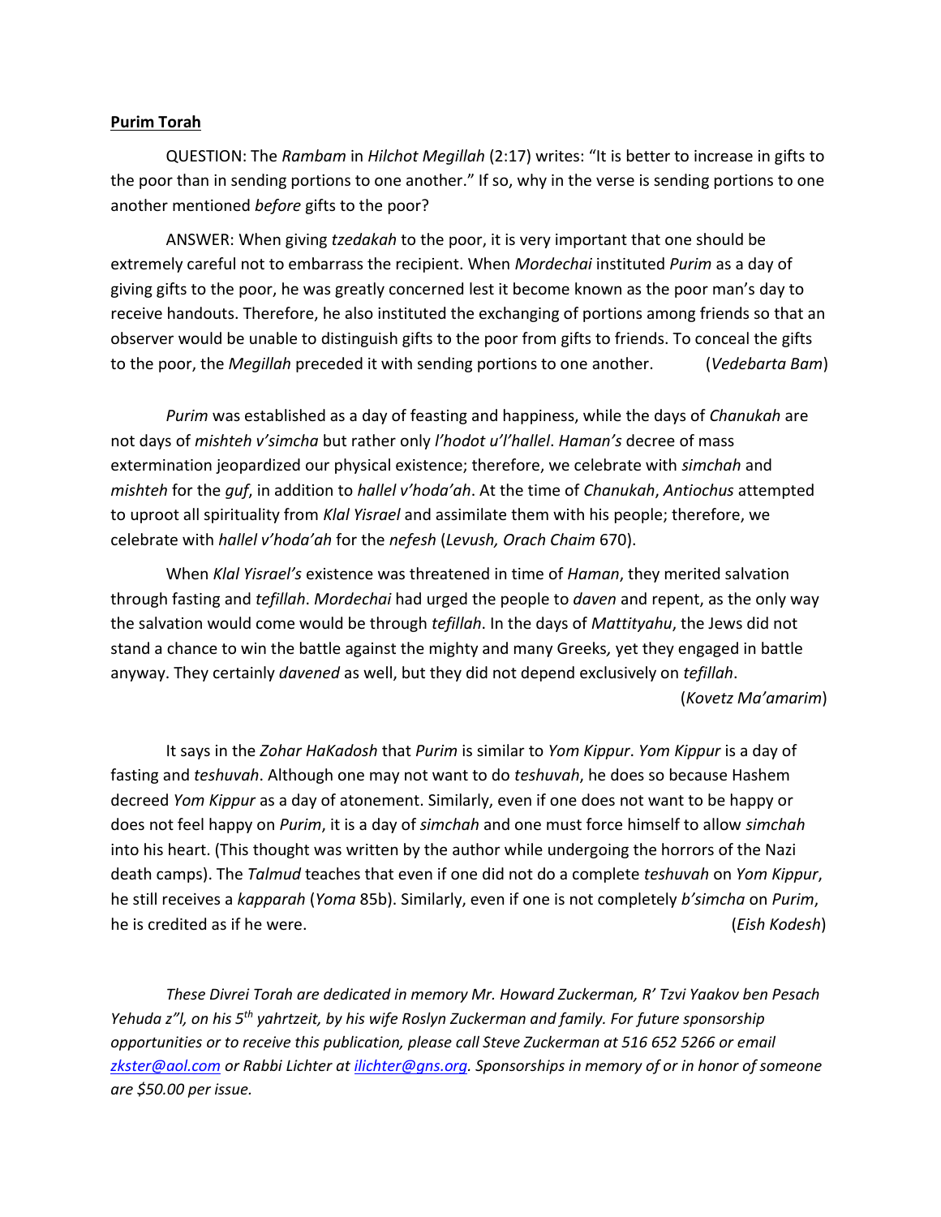**Purim Torah**

QUESTION: The *Rambam* in *Hilchot Megillah* (2:17) writes: "It is better to increase in gifts to the poor than in sending portions to one another." If so, why in the verse is sending portions to one another mentioned *before* gifts to the poor?

ANSWER: When giving *tzedakah* to the poor, it is very important that one should be extremely careful not to embarrass the recipient. When *Mordechai* instituted *Purim* as a day of giving gifts to the poor, he was greatly concerned lest it become known as the poor man's day to receive handouts. Therefore, he also instituted the exchanging of portions among friends so that an observer would be unable to distinguish gifts to the poor from gifts to friends. To conceal the gifts to the poor, the *Megillah* preceded it with sending portions to one another. (*Vedebarta Bam*)

*Purim* was established as a day of feasting and happiness, while the days of *Chanukah* are not days of *mishteh v'simcha* but rather only *l'hodot u'l'hallel*. *Haman's* decree of mass extermination jeopardized our physical existence; therefore, we celebrate with *simchah* and *mishteh* for the *guf*, in addition to *hallel v'hoda'ah*. At the time of *Chanukah*, *Antiochus* attempted to uproot all spirituality from *Klal Yisrael* and assimilate them with his people; therefore, we celebrate with *hallel v'hoda'ah* for the *nefesh* (*Levush, Orach Chaim* 670).

When *Klal Yisrael's* existence was threatened in time of *Haman*, they merited salvation through fasting and *tefillah*. *Mordechai* had urged the people to *daven* and repent, as the only way the salvation would come would be through *tefillah*. In the days of *Mattityahu*, the Jews did not stand a chance to win the battle against the mighty and many Greeks*,* yet they engaged in battle anyway. They certainly *davened* as well, but they did not depend exclusively on *tefillah*.

(*Kovetz Ma'amarim*)

It says in the *Zohar HaKadosh* that *Purim* is similar to *Yom Kippur*. *Yom Kippur* is a day of fasting and *teshuvah*. Although one may not want to do *teshuvah*, he does so because Hashem decreed *Yom Kippur* as a day of atonement. Similarly, even if one does not want to be happy or does not feel happy on *Purim*, it is a day of *simchah* and one must force himself to allow *simchah* into his heart. (This thought was written by the author while undergoing the horrors of the Nazi death camps). The *Talmud* teaches that even if one did not do a complete *teshuvah* on *Yom Kippur*, he still receives a *kapparah* (*Yoma* 85b). Similarly, even if one is not completely *b'simcha* on *Purim*, he is credited as if he were. (*Eish Kodesh*)

*These Divrei Torah are dedicated in memory Mr. Howard Zuckerman, R' Tzvi Yaakov ben Pesach Yehuda z"l, on his 5th yahrtzeit, by his wife Roslyn Zuckerman and family. For future sponsorship opportunities or to receive this publication, please call Steve Zuckerman at 516 652 5266 or email zkster@aol.com or Rabbi Lichter at ilichter@gns.org. Sponsorships in memory of or in honor of someone are $50.00 per issue.*